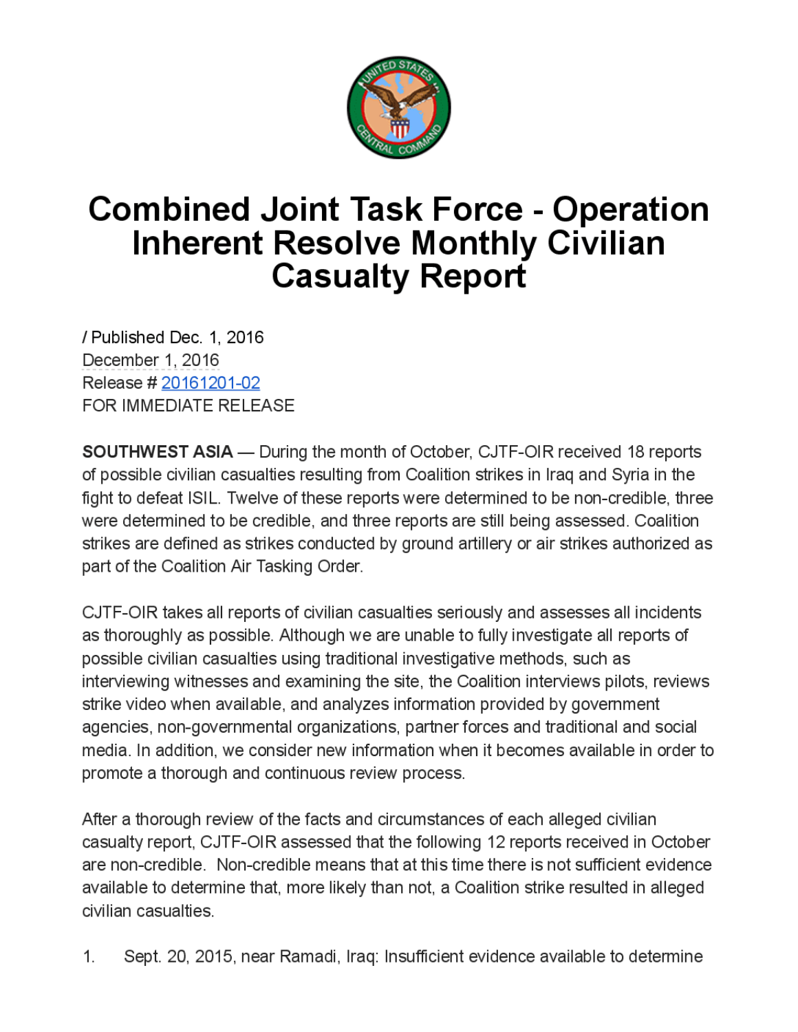# Combined Joint Task Force - Operation Inherent Resolve Monthly Civilian Casualty Report

/ Published Dec. 1, 2016
December 1, 2016
Release # 20161201-02
FOR IMMEDIATE RELEASE

**SOUTHWEST ASIA** — During the month of October, CJTF-OIR received 18 reports of possible civilian casualties resulting from Coalition strikes in Iraq and Syria in the fight to defeat ISIL. Twelve of these reports were determined to be non-credible, three were determined to be credible, and three reports are still being assessed. Coalition strikes are defined as strikes conducted by ground artillery or air strikes authorized as part of the Coalition Air Tasking Order.

CJTF-OIR takes all reports of civilian casualties seriously and assesses all incidents as thoroughly as possible. Although we are unable to fully investigate all reports of possible civilian casualties using traditional investigative methods, such as interviewing witnesses and examining the site, the Coalition interviews pilots, reviews strike video when available, and analyzes information provided by government agencies, non-governmental organizations, partner forces and traditional and social media. In addition, we consider new information when it becomes available in order to promote a thorough and continuous review process.

After a thorough review of the facts and circumstances of each alleged civilian casualty report, CJTF-OIR assessed that the following 12 reports received in October are non-credible. Non-credible means that at this time there is not sufficient evidence available to determine that, more likely than not, a Coalition strike resulted in alleged civilian casualties.

1. Sept. 20, 2015, near Ramadi, Iraq: Insufficient evidence available to determine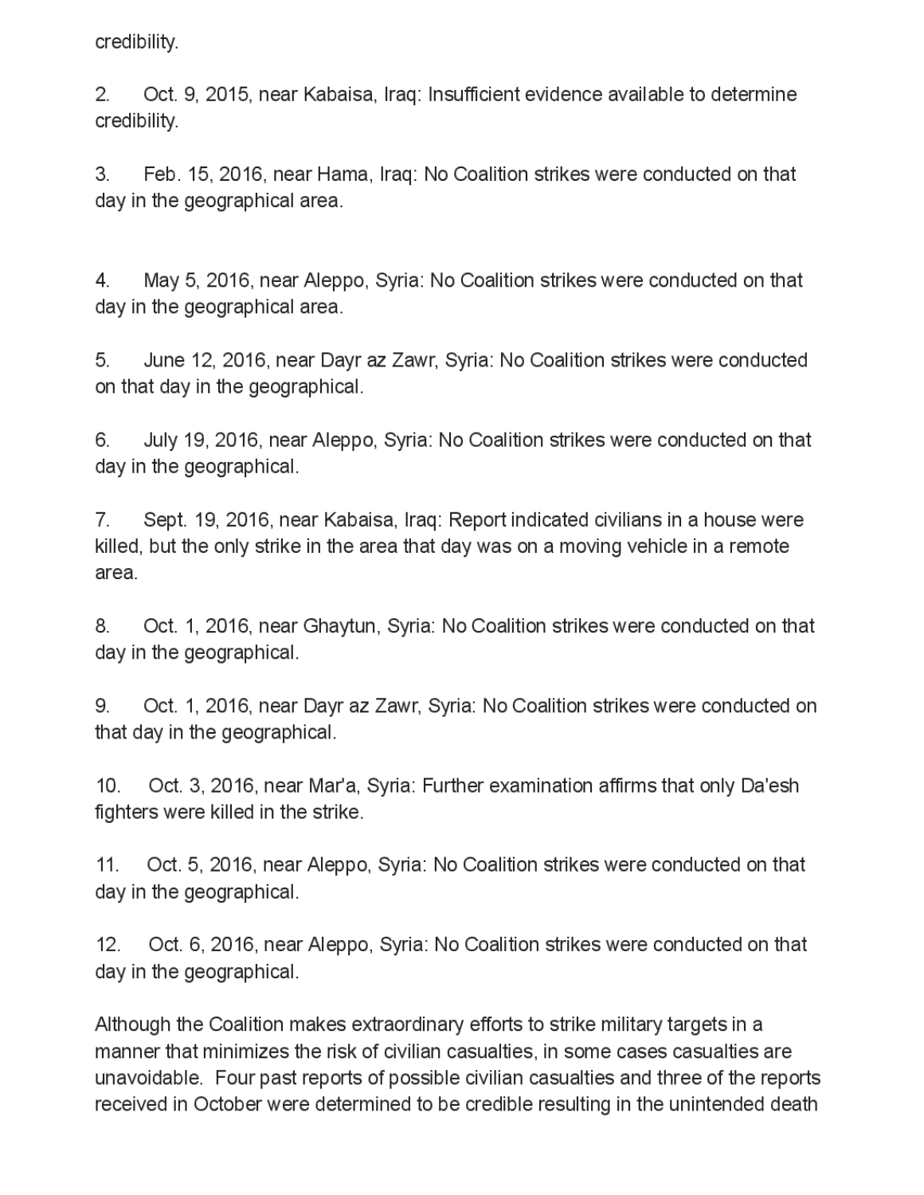credibility.

2. Oct. 9, 2015, near Kabaisa, Iraq: Insufficient evidence available to determine credibility.

3. Feb. 15, 2016, near Hama, Iraq: No Coalition strikes were conducted on that day in the geographical area.

4. May 5, 2016, near Aleppo, Syria: No Coalition strikes were conducted on that day in the geographical area.

5. June 12, 2016, near Dayr az Zawr, Syria: No Coalition strikes were conducted on that day in the geographical.

6. July 19, 2016, near Aleppo, Syria: No Coalition strikes were conducted on that day in the geographical.

7. Sept. 19, 2016, near Kabaisa, Iraq: Report indicated civilians in a house were killed, but the only strike in the area that day was on a moving vehicle in a remote area.

8. Oct. 1, 2016, near Ghaytun, Syria: No Coalition strikes were conducted on that day in the geographical.

9. Oct. 1, 2016, near Dayr az Zawr, Syria: No Coalition strikes were conducted on that day in the geographical.

10. Oct. 3, 2016, near Mar'a, Syria: Further examination affirms that only Da'esh fighters were killed in the strike.

11. Oct. 5, 2016, near Aleppo, Syria: No Coalition strikes were conducted on that day in the geographical.

12. Oct. 6, 2016, near Aleppo, Syria: No Coalition strikes were conducted on that day in the geographical.

Although the Coalition makes extraordinary efforts to strike military targets in a manner that minimizes the risk of civilian casualties, in some cases casualties are unavoidable. Four past reports of possible civilian casualties and three of the reports received in October were determined to be credible resulting in the unintended death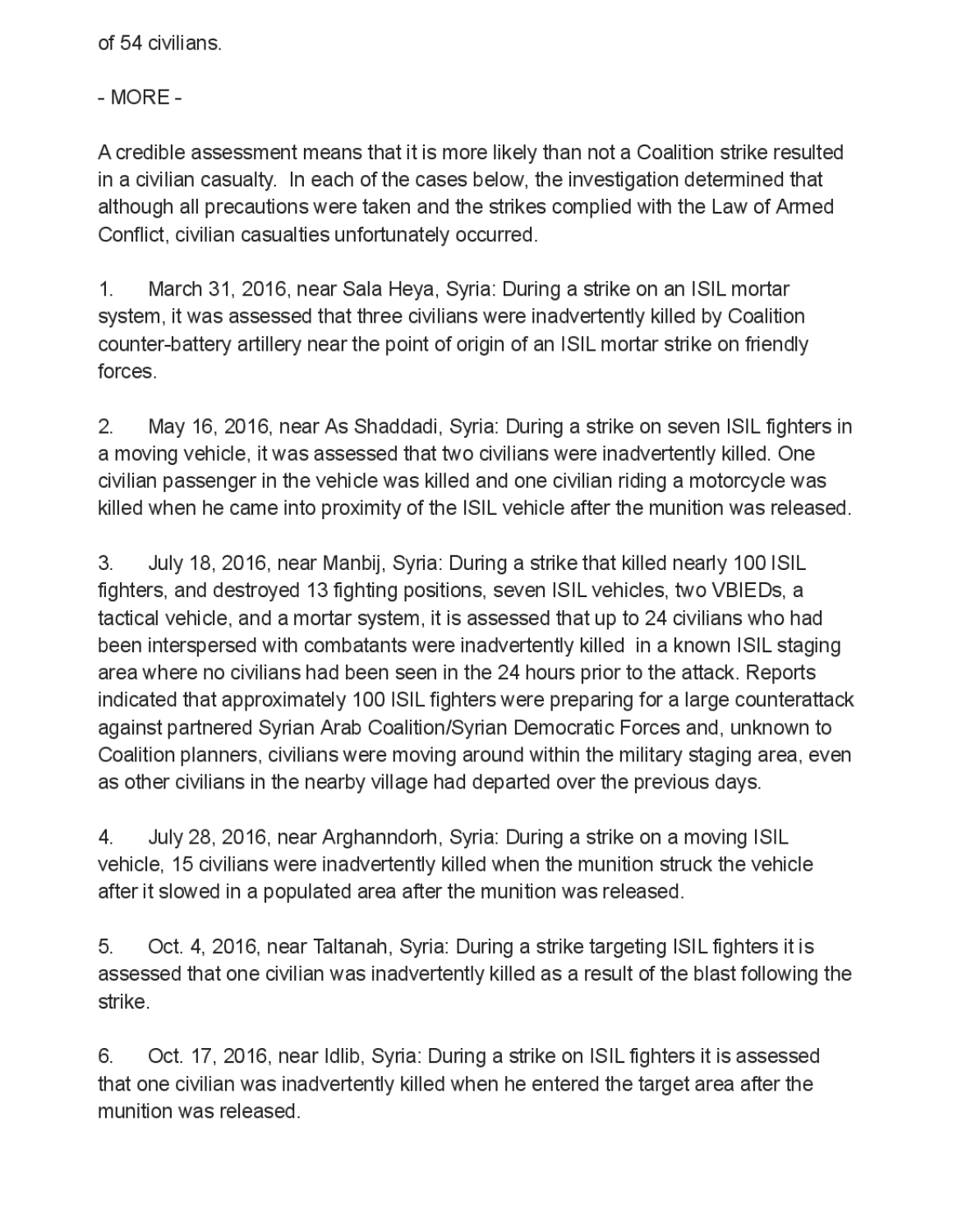of 54 civilians.

- MORE -

A credible assessment means that it is more likely than not a Coalition strike resulted in a civilian casualty. In each of the cases below, the investigation determined that although all precautions were taken and the strikes complied with the Law of Armed Conflict, civilian casualties unfortunately occurred.

1. March 31, 2016, near Sala Heya, Syria: During a strike on an ISIL mortar system, it was assessed that three civilians were inadvertently killed by Coalition counter-battery artillery near the point of origin of an ISIL mortar strike on friendly forces.

2. May 16, 2016, near As Shaddadi, Syria: During a strike on seven ISIL fighters in a moving vehicle, it was assessed that two civilians were inadvertently killed. One civilian passenger in the vehicle was killed and one civilian riding a motorcycle was killed when he came into proximity of the ISIL vehicle after the munition was released.

3. July 18, 2016, near Manbij, Syria: During a strike that killed nearly 100 ISIL fighters, and destroyed 13 fighting positions, seven ISIL vehicles, two VBIEDs, a tactical vehicle, and a mortar system, it is assessed that up to 24 civilians who had been interspersed with combatants were inadvertently killed in a known ISIL staging area where no civilians had been seen in the 24 hours prior to the attack. Reports indicated that approximately 100 ISIL fighters were preparing for a large counterattack against partnered Syrian Arab Coalition/Syrian Democratic Forces and, unknown to Coalition planners, civilians were moving around within the military staging area, even as other civilians in the nearby village had departed over the previous days.

4. July 28, 2016, near Arghanndorh, Syria: During a strike on a moving ISIL vehicle, 15 civilians were inadvertently killed when the munition struck the vehicle after it slowed in a populated area after the munition was released.

5. Oct. 4, 2016, near Taltanah, Syria: During a strike targeting ISIL fighters it is assessed that one civilian was inadvertently killed as a result of the blast following the strike.

6. Oct. 17, 2016, near Idlib, Syria: During a strike on ISIL fighters it is assessed that one civilian was inadvertently killed when he entered the target area after the munition was released.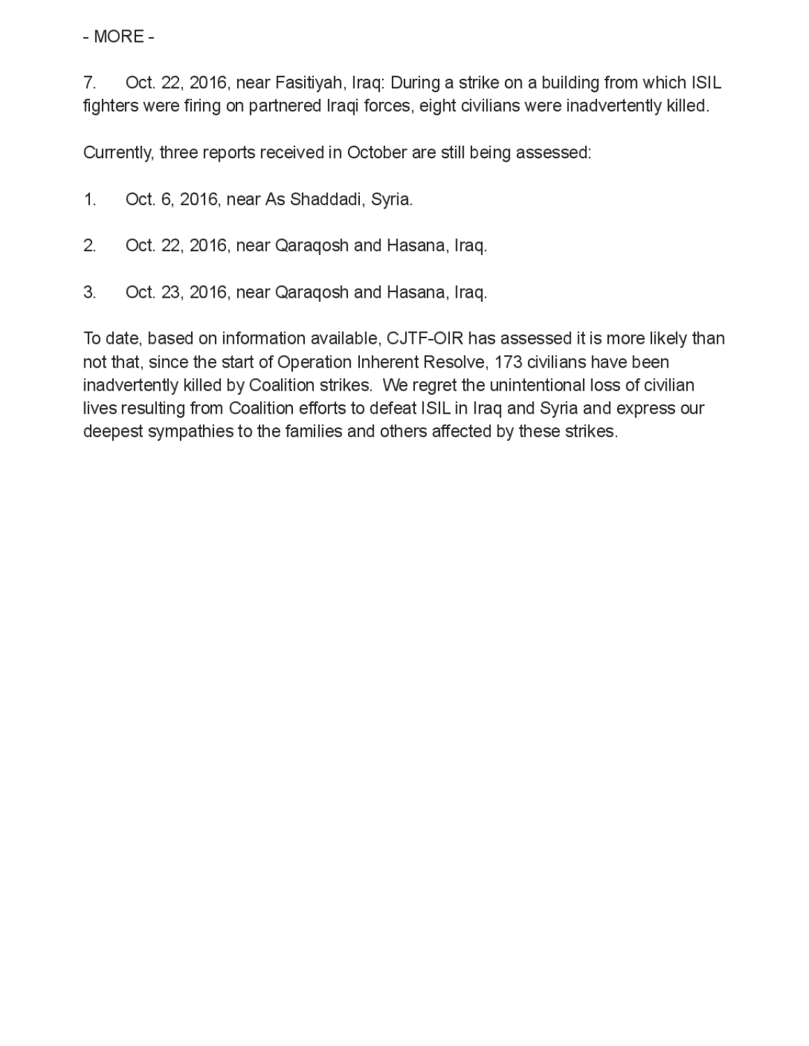- MORE -

7. Oct. 22, 2016, near Fasitiyah, Iraq: During a strike on a building from which ISIL fighters were firing on partnered Iraqi forces, eight civilians were inadvertently killed.

Currently, three reports received in October are still being assessed:

1. Oct. 6, 2016, near As Shaddadi, Syria.

2. Oct. 22, 2016, near Qaraqosh and Hasana, Iraq.

3. Oct. 23, 2016, near Qaraqosh and Hasana, Iraq.

To date, based on information available, CJTF-OIR has assessed it is more likely than not that, since the start of Operation Inherent Resolve, 173 civilians have been inadvertently killed by Coalition strikes. We regret the unintentional loss of civilian lives resulting from Coalition efforts to defeat ISIL in Iraq and Syria and express our deepest sympathies to the families and others affected by these strikes.